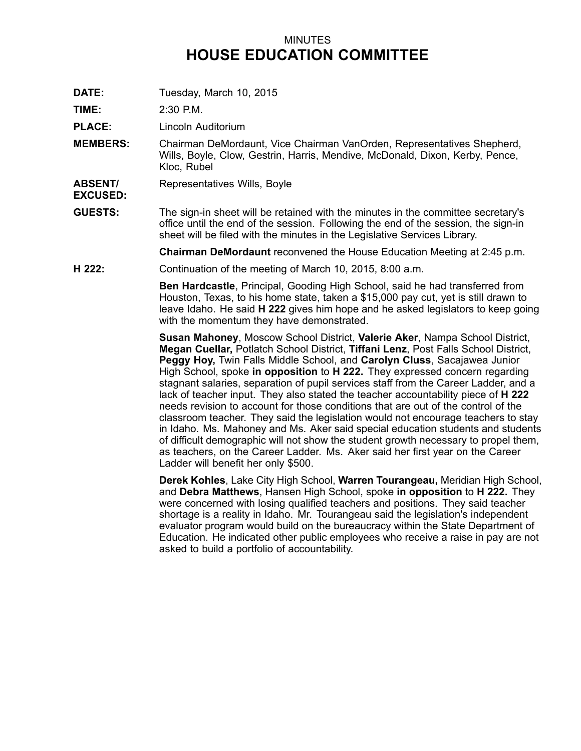MINUTES

# HOUSE EDUCATION COMMITTEE

**DATE:** Tuesday, March 10, 2015

**TIME:** 2:30 P.M.

**PLACE:** Lincoln Auditorium

**MEMBERS:** Chairman DeMordaunt, Vice Chairman VanOrden, Representatives Shepherd, Wills, Boyle, Clow, Gestrin, Harris, Mendive, McDonald, Dixon, Kerby, Pence, Kloc, Rubel

**ABSENT/ EXCUSED:** Representatives Wills, Boyle

**GUESTS:** The sign-in sheet will be retained with the minutes in the committee secretary's office until the end of the session. Following the end of the session, the sign-in sheet will be filed with the minutes in the Legislative Services Library.

**Chairman DeMordaunt** reconvened the House Education Meeting at 2:45 p.m.

**H 222:** Continuation of the meeting of March 10, 2015, 8:00 a.m.

**Ben Hardcastle**, Principal, Gooding High School, said he had transferred from Houston, Texas, to his home state, taken a $15,000 pay cut, yet is still drawn to leave Idaho. He said **H 222** gives him hope and he asked legislators to keep going with the momentum they have demonstrated.

**Susan Mahoney**, Moscow School District, **Valerie Aker**, Nampa School District, **Megan Cuellar,** Potlatch School District, **Tiffani Lenz**, Post Falls School District, **Peggy Hoy,** Twin Falls Middle School, and **Carolyn Cluss**, Sacajawea Junior High School, spoke **in opposition** to **H 222.** They expressed concern regarding stagnant salaries, separation of pupil services staff from the Career Ladder, and a lack of teacher input. They also stated the teacher accountability piece of **H 222** needs revision to account for those conditions that are out of the control of the classroom teacher. They said the legislation would not encourage teachers to stay in Idaho. Ms. Mahoney and Ms. Aker said special education students and students of difficult demographic will not show the student growth necessary to propel them, as teachers, on the Career Ladder. Ms. Aker said her first year on the Career Ladder will benefit her only $500.

**Derek Kohles**, Lake City High School, **Warren Tourangeau,** Meridian High School, and **Debra Matthews**, Hansen High School, spoke **in opposition** to **H 222.** They were concerned with losing qualified teachers and positions. They said teacher shortage is a reality in Idaho. Mr. Tourangeau said the legislation's independent evaluator program would build on the bureaucracy within the State Department of Education. He indicated other public employees who receive a raise in pay are not asked to build a portfolio of accountability.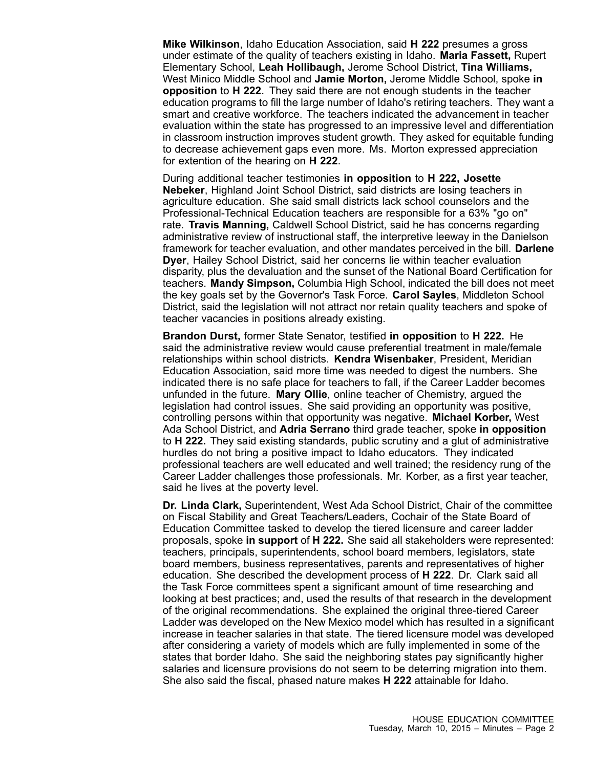**Mike Wilkinson**, Idaho Education Association, said **H 222** presumes a gross under estimate of the quality of teachers existing in Idaho. **Maria Fassett,** Rupert Elementary School, **Leah Hollibaugh,** Jerome School District, **Tina Williams,** West Minico Middle School and **Jamie Morton,** Jerome Middle School, spoke **in opposition** to **H 222**. They said there are not enough students in the teacher education programs to fill the large number of Idaho's retiring teachers. They want a smart and creative workforce. The teachers indicated the advancement in teacher evaluation within the state has progressed to an impressive level and differentiation in classroom instruction improves student growth. They asked for equitable funding to decrease achievement gaps even more. Ms. Morton expressed appreciation for extention of the hearing on **H 222**.

During additional teacher testimonies **in opposition** to **H 222, Josette Nebeker**, Highland Joint School District, said districts are losing teachers in agriculture education. She said small districts lack school counselors and the Professional-Technical Education teachers are responsible for a 63% "go on" rate. **Travis Manning,** Caldwell School District, said he has concerns regarding administrative review of instructional staff, the interpretive leeway in the Danielson framework for teacher evaluation, and other mandates perceived in the bill. **Darlene Dyer**, Hailey School District, said her concerns lie within teacher evaluation disparity, plus the devaluation and the sunset of the National Board Certification for teachers. **Mandy Simpson,** Columbia High School, indicated the bill does not meet the key goals set by the Governor's Task Force. **Carol Sayles**, Middleton School District, said the legislation will not attract nor retain quality teachers and spoke of teacher vacancies in positions already existing.

**Brandon Durst,** former State Senator, testified **in opposition** to **H 222.** He said the administrative review would cause preferential treatment in male/female relationships within school districts. **Kendra Wisenbaker**, President, Meridian Education Association, said more time was needed to digest the numbers. She indicated there is no safe place for teachers to fall, if the Career Ladder becomes unfunded in the future. **Mary Ollie**, online teacher of Chemistry, argued the legislation had control issues. She said providing an opportunity was positive, controlling persons within that opportunity was negative. **Michael Korber,** West Ada School District, and **Adria Serrano** third grade teacher, spoke **in opposition** to **H 222.** They said existing standards, public scrutiny and a glut of administrative hurdles do not bring a positive impact to Idaho educators. They indicated professional teachers are well educated and well trained; the residency rung of the Career Ladder challenges those professionals. Mr. Korber, as a first year teacher, said he lives at the poverty level.

**Dr. Linda Clark,** Superintendent, West Ada School District, Chair of the committee on Fiscal Stability and Great Teachers/Leaders, Cochair of the State Board of Education Committee tasked to develop the tiered licensure and career ladder proposals, spoke **in support** of **H 222.** She said all stakeholders were represented: teachers, principals, superintendents, school board members, legislators, state board members, business representatives, parents and representatives of higher education. She described the development process of **H 222**. Dr. Clark said all the Task Force committees spent a significant amount of time researching and looking at best practices; and, used the results of that research in the development of the original recommendations. She explained the original three-tiered Career Ladder was developed on the New Mexico model which has resulted in a significant increase in teacher salaries in that state. The tiered licensure model was developed after considering a variety of models which are fully implemented in some of the states that border Idaho. She said the neighboring states pay significantly higher salaries and licensure provisions do not seem to be deterring migration into them. She also said the fiscal, phased nature makes **H 222** attainable for Idaho.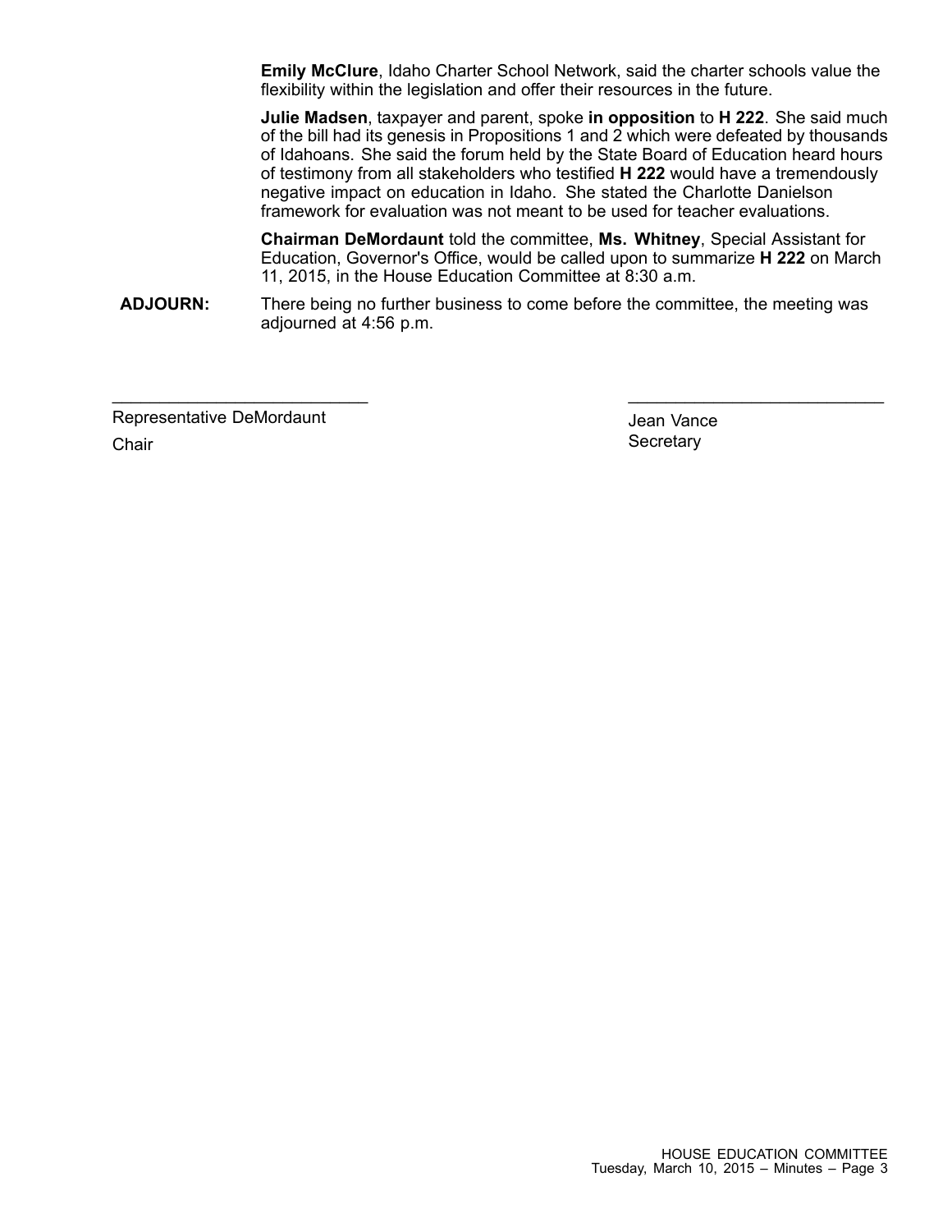**Emily McClure**, Idaho Charter School Network, said the charter schools value the flexibility within the legislation and offer their resources in the future.

**Julie Madsen**, taxpayer and parent, spoke **in opposition** to **H 222**. She said much of the bill had its genesis in Propositions 1 and 2 which were defeated by thousands of Idahoans. She said the forum held by the State Board of Education heard hours of testimony from all stakeholders who testified **H 222** would have a tremendously negative impact on education in Idaho. She stated the Charlotte Danielson framework for evaluation was not meant to be used for teacher evaluations.

**Chairman DeMordaunt** told the committee, **Ms. Whitney**, Special Assistant for Education, Governor's Office, would be called upon to summarize **H 222** on March 11, 2015, in the House Education Committee at 8:30 a.m.

**ADJOURN:** There being no further business to come before the committee, the meeting was adjourned at 4:56 p.m.

___________________________
Representative DeMordaunt
Chair

___________________________
Jean Vance
Secretary